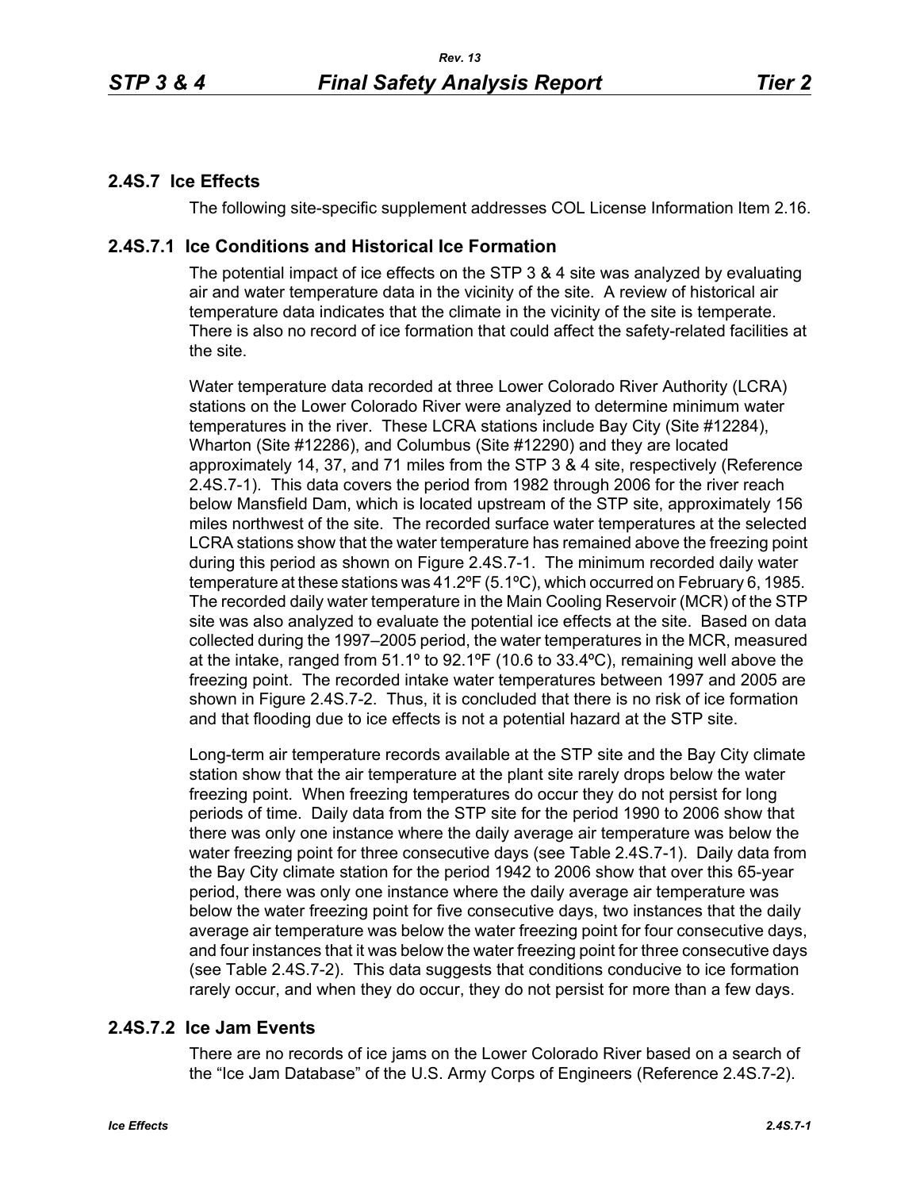## 2.4S.7 Ice Effects

The following site-specific supplement addresses COL License Information Item 2.16.

### 2.4S.7.1 Ice Conditions and Historical Ice Formation

The potential impact of ice effects on the STP 3 & 4 site was analyzed by evaluating air and water temperature data in the vicinity of the site. A review of historical air temperature data indicates that the climate in the vicinity of the site is temperate. There is also no record of ice formation that could affect the safety-related facilities at the site.

Water temperature data recorded at three Lower Colorado River Authority (LCRA) stations on the Lower Colorado River were analyzed to determine minimum water temperatures in the river. These LCRA stations include Bay City (Site #12284), Wharton (Site #12286), and Columbus (Site #12290) and they are located approximately 14, 37, and 71 miles from the STP 3 & 4 site, respectively (Reference 2.4S.7-1). This data covers the period from 1982 through 2006 for the river reach below Mansfield Dam, which is located upstream of the STP site, approximately 156 miles northwest of the site. The recorded surface water temperatures at the selected LCRA stations show that the water temperature has remained above the freezing point during this period as shown on Figure 2.4S.7-1. The minimum recorded daily water temperature at these stations was 41.2ºF (5.1ºC), which occurred on February 6, 1985. The recorded daily water temperature in the Main Cooling Reservoir (MCR) of the STP site was also analyzed to evaluate the potential ice effects at the site. Based on data collected during the 1997–2005 period, the water temperatures in the MCR, measured at the intake, ranged from 51.1º to 92.1ºF (10.6 to 33.4ºC), remaining well above the freezing point. The recorded intake water temperatures between 1997 and 2005 are shown in Figure 2.4S.7-2. Thus, it is concluded that there is no risk of ice formation and that flooding due to ice effects is not a potential hazard at the STP site.

Long-term air temperature records available at the STP site and the Bay City climate station show that the air temperature at the plant site rarely drops below the water freezing point. When freezing temperatures do occur they do not persist for long periods of time. Daily data from the STP site for the period 1990 to 2006 show that there was only one instance where the daily average air temperature was below the water freezing point for three consecutive days (see Table 2.4S.7-1). Daily data from the Bay City climate station for the period 1942 to 2006 show that over this 65-year period, there was only one instance where the daily average air temperature was below the water freezing point for five consecutive days, two instances that the daily average air temperature was below the water freezing point for four consecutive days, and four instances that it was below the water freezing point for three consecutive days (see Table 2.4S.7-2). This data suggests that conditions conducive to ice formation rarely occur, and when they do occur, they do not persist for more than a few days.

### 2.4S.7.2 Ice Jam Events

There are no records of ice jams on the Lower Colorado River based on a search of the "Ice Jam Database" of the U.S. Army Corps of Engineers (Reference 2.4S.7-2).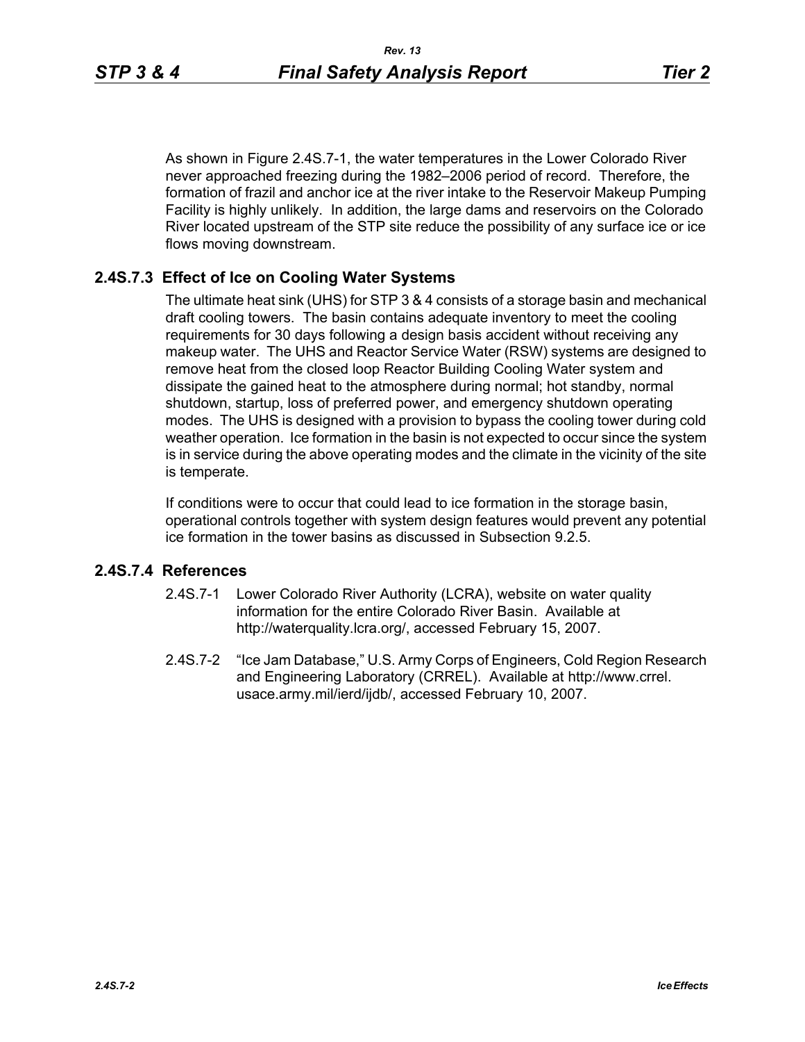As shown in Figure 2.4S.7-1, the water temperatures in the Lower Colorado River never approached freezing during the 1982–2006 period of record. Therefore, the formation of frazil and anchor ice at the river intake to the Reservoir Makeup Pumping Facility is highly unlikely. In addition, the large dams and reservoirs on the Colorado River located upstream of the STP site reduce the possibility of any surface ice or ice flows moving downstream.

## 2.4S.7.3 Effect of Ice on Cooling Water Systems

The ultimate heat sink (UHS) for STP 3 & 4 consists of a storage basin and mechanical draft cooling towers. The basin contains adequate inventory to meet the cooling requirements for 30 days following a design basis accident without receiving any makeup water. The UHS and Reactor Service Water (RSW) systems are designed to remove heat from the closed loop Reactor Building Cooling Water system and dissipate the gained heat to the atmosphere during normal; hot standby, normal shutdown, startup, loss of preferred power, and emergency shutdown operating modes. The UHS is designed with a provision to bypass the cooling tower during cold weather operation. Ice formation in the basin is not expected to occur since the system is in service during the above operating modes and the climate in the vicinity of the site is temperate.

If conditions were to occur that could lead to ice formation in the storage basin, operational controls together with system design features would prevent any potential ice formation in the tower basins as discussed in Subsection 9.2.5.

## 2.4S.7.4 References

2.4S.7-1 Lower Colorado River Authority (LCRA), website on water quality information for the entire Colorado River Basin. Available at http://waterquality.lcra.org/, accessed February 15, 2007.

2.4S.7-2 "Ice Jam Database," U.S. Army Corps of Engineers, Cold Region Research and Engineering Laboratory (CRREL). Available at http://www.crrel.usace.army.mil/ierd/ijdb/, accessed February 10, 2007.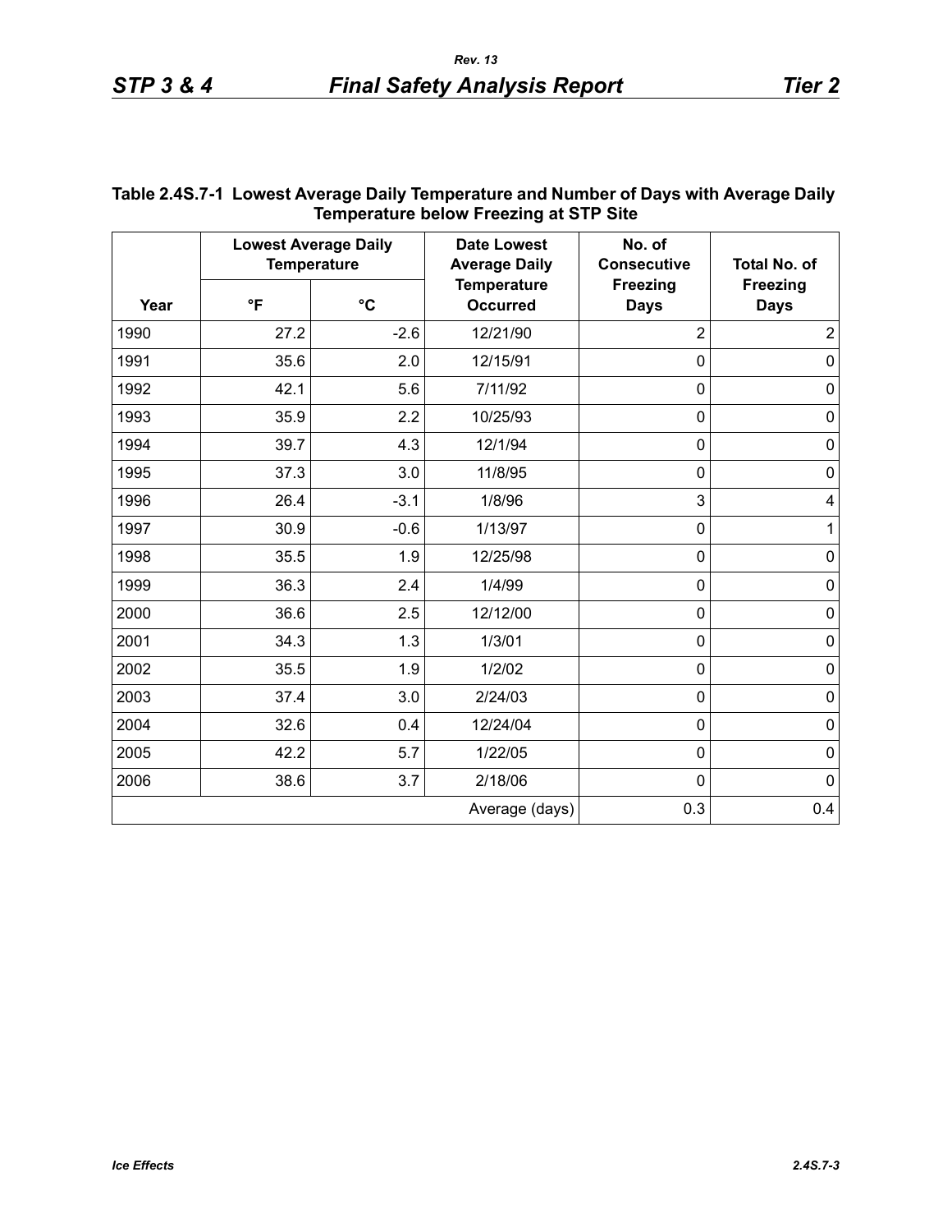**Table 2.4S.7-1 Lowest Average Daily Temperature and Number of Days with Average Daily Temperature below Freezing at STP Site**

| Year | Lowest Average Daily Temperature | | Date Lowest Average Daily Temperature Occurred | No. of Consecutive Freezing Days | Total No. of Freezing Days |
|---|---|---|---|---|---|
| | °F | °C | | | |
| 1990 | 27.2 | -2.6 | 12/21/90 | 2 | 2 |
| 1991 | 35.6 | 2.0 | 12/15/91 | 0 | 0 |
| 1992 | 42.1 | 5.6 | 7/11/92 | 0 | 0 |
| 1993 | 35.9 | 2.2 | 10/25/93 | 0 | 0 |
| 1994 | 39.7 | 4.3 | 12/1/94 | 0 | 0 |
| 1995 | 37.3 | 3.0 | 11/8/95 | 0 | 0 |
| 1996 | 26.4 | -3.1 | 1/8/96 | 3 | 4 |
| 1997 | 30.9 | -0.6 | 1/13/97 | 0 | 1 |
| 1998 | 35.5 | 1.9 | 12/25/98 | 0 | 0 |
| 1999 | 36.3 | 2.4 | 1/4/99 | 0 | 0 |
| 2000 | 36.6 | 2.5 | 12/12/00 | 0 | 0 |
| 2001 | 34.3 | 1.3 | 1/3/01 | 0 | 0 |
| 2002 | 35.5 | 1.9 | 1/2/02 | 0 | 0 |
| 2003 | 37.4 | 3.0 | 2/24/03 | 0 | 0 |
| 2004 | 32.6 | 0.4 | 12/24/04 | 0 | 0 |
| 2005 | 42.2 | 5.7 | 1/22/05 | 0 | 0 |
| 2006 | 38.6 | 3.7 | 2/18/06 | 0 | 0 |
| | | | Average (days) | 0.3 | 0.4 |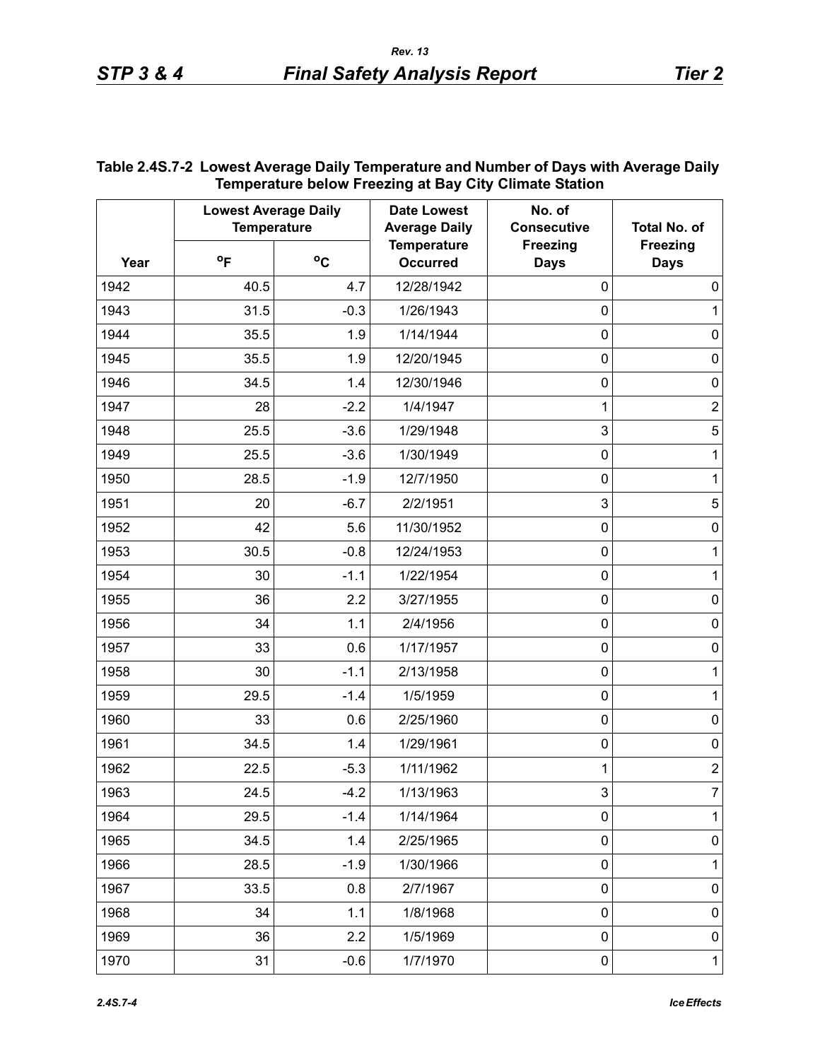**Table 2.4S.7-2 Lowest Average Daily Temperature and Number of Days with Average Daily Temperature below Freezing at Bay City Climate Station**

| Year | Lowest Average Daily Temperature | | Date Lowest Average Daily Temperature Occurred | No. of Consecutive Freezing Days | Total No. of Freezing Days |
|---|---|---|---|---|---|
| | °F | °C | | | |
| 1942 | 40.5 | 4.7 | 12/28/1942 | 0 | 0 |
| 1943 | 31.5 | -0.3 | 1/26/1943 | 0 | 1 |
| 1944 | 35.5 | 1.9 | 1/14/1944 | 0 | 0 |
| 1945 | 35.5 | 1.9 | 12/20/1945 | 0 | 0 |
| 1946 | 34.5 | 1.4 | 12/30/1946 | 0 | 0 |
| 1947 | 28 | -2.2 | 1/4/1947 | 1 | 2 |
| 1948 | 25.5 | -3.6 | 1/29/1948 | 3 | 5 |
| 1949 | 25.5 | -3.6 | 1/30/1949 | 0 | 1 |
| 1950 | 28.5 | -1.9 | 12/7/1950 | 0 | 1 |
| 1951 | 20 | -6.7 | 2/2/1951 | 3 | 5 |
| 1952 | 42 | 5.6 | 11/30/1952 | 0 | 0 |
| 1953 | 30.5 | -0.8 | 12/24/1953 | 0 | 1 |
| 1954 | 30 | -1.1 | 1/22/1954 | 0 | 1 |
| 1955 | 36 | 2.2 | 3/27/1955 | 0 | 0 |
| 1956 | 34 | 1.1 | 2/4/1956 | 0 | 0 |
| 1957 | 33 | 0.6 | 1/17/1957 | 0 | 0 |
| 1958 | 30 | -1.1 | 2/13/1958 | 0 | 1 |
| 1959 | 29.5 | -1.4 | 1/5/1959 | 0 | 1 |
| 1960 | 33 | 0.6 | 2/25/1960 | 0 | 0 |
| 1961 | 34.5 | 1.4 | 1/29/1961 | 0 | 0 |
| 1962 | 22.5 | -5.3 | 1/11/1962 | 1 | 2 |
| 1963 | 24.5 | -4.2 | 1/13/1963 | 3 | 7 |
| 1964 | 29.5 | -1.4 | 1/14/1964 | 0 | 1 |
| 1965 | 34.5 | 1.4 | 2/25/1965 | 0 | 0 |
| 1966 | 28.5 | -1.9 | 1/30/1966 | 0 | 1 |
| 1967 | 33.5 | 0.8 | 2/7/1967 | 0 | 0 |
| 1968 | 34 | 1.1 | 1/8/1968 | 0 | 0 |
| 1969 | 36 | 2.2 | 1/5/1969 | 0 | 0 |
| 1970 | 31 | -0.6 | 1/7/1970 | 0 | 1 |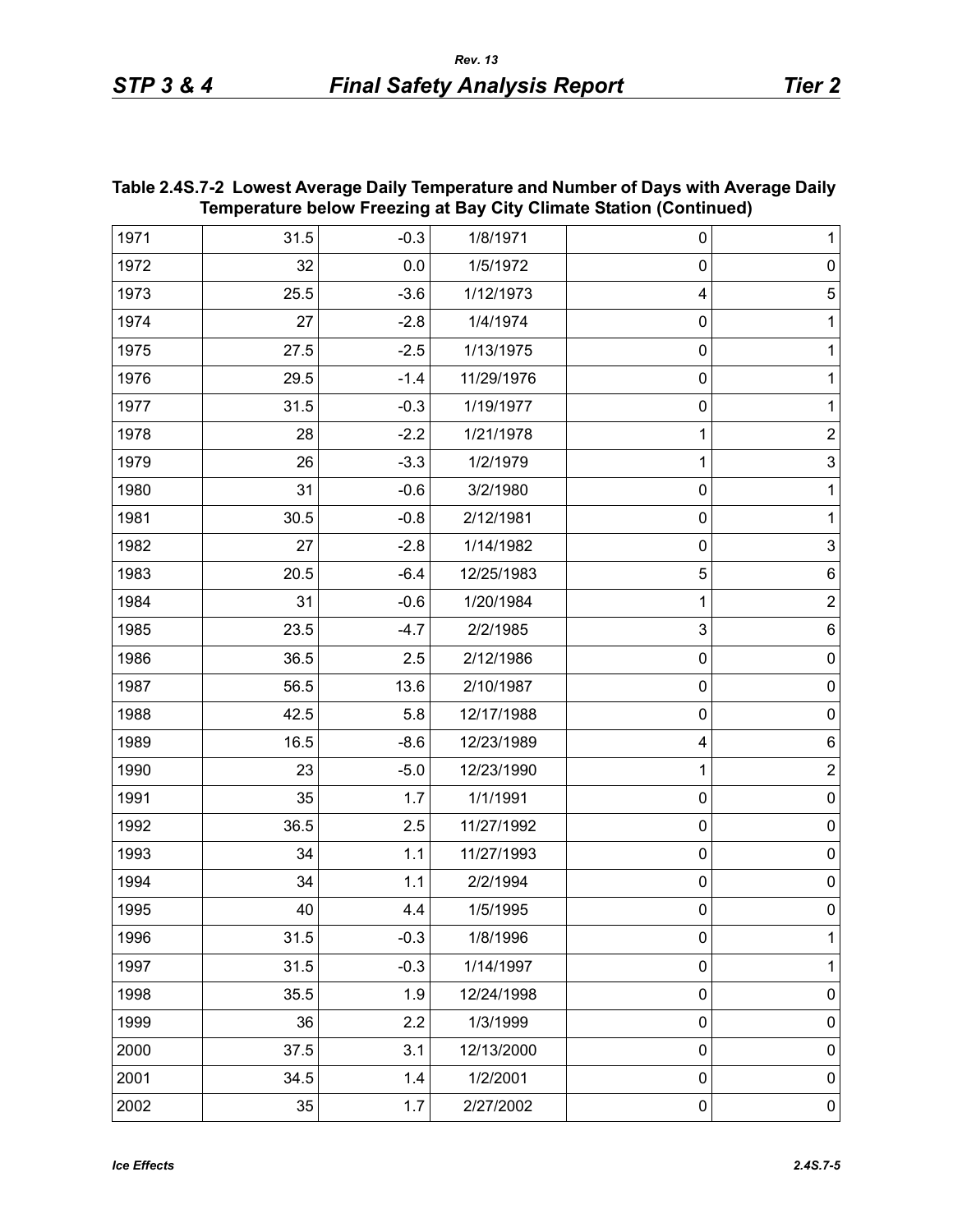**Table 2.4S.7-2 Lowest Average Daily Temperature and Number of Days with Average Daily Temperature below Freezing at Bay City Climate Station (Continued)**

| | | | | | |
|---|---|---|---|---|---|
| 1971 | 31.5 | -0.3 | 1/8/1971 | 0 | 1 |
| 1972 | 32 | 0.0 | 1/5/1972 | 0 | 0 |
| 1973 | 25.5 | -3.6 | 1/12/1973 | 4 | 5 |
| 1974 | 27 | -2.8 | 1/4/1974 | 0 | 1 |
| 1975 | 27.5 | -2.5 | 1/13/1975 | 0 | 1 |
| 1976 | 29.5 | -1.4 | 11/29/1976 | 0 | 1 |
| 1977 | 31.5 | -0.3 | 1/19/1977 | 0 | 1 |
| 1978 | 28 | -2.2 | 1/21/1978 | 1 | 2 |
| 1979 | 26 | -3.3 | 1/2/1979 | 1 | 3 |
| 1980 | 31 | -0.6 | 3/2/1980 | 0 | 1 |
| 1981 | 30.5 | -0.8 | 2/12/1981 | 0 | 1 |
| 1982 | 27 | -2.8 | 1/14/1982 | 0 | 3 |
| 1983 | 20.5 | -6.4 | 12/25/1983 | 5 | 6 |
| 1984 | 31 | -0.6 | 1/20/1984 | 1 | 2 |
| 1985 | 23.5 | -4.7 | 2/2/1985 | 3 | 6 |
| 1986 | 36.5 | 2.5 | 2/12/1986 | 0 | 0 |
| 1987 | 56.5 | 13.6 | 2/10/1987 | 0 | 0 |
| 1988 | 42.5 | 5.8 | 12/17/1988 | 0 | 0 |
| 1989 | 16.5 | -8.6 | 12/23/1989 | 4 | 6 |
| 1990 | 23 | -5.0 | 12/23/1990 | 1 | 2 |
| 1991 | 35 | 1.7 | 1/1/1991 | 0 | 0 |
| 1992 | 36.5 | 2.5 | 11/27/1992 | 0 | 0 |
| 1993 | 34 | 1.1 | 11/27/1993 | 0 | 0 |
| 1994 | 34 | 1.1 | 2/2/1994 | 0 | 0 |
| 1995 | 40 | 4.4 | 1/5/1995 | 0 | 0 |
| 1996 | 31.5 | -0.3 | 1/8/1996 | 0 | 1 |
| 1997 | 31.5 | -0.3 | 1/14/1997 | 0 | 1 |
| 1998 | 35.5 | 1.9 | 12/24/1998 | 0 | 0 |
| 1999 | 36 | 2.2 | 1/3/1999 | 0 | 0 |
| 2000 | 37.5 | 3.1 | 12/13/2000 | 0 | 0 |
| 2001 | 34.5 | 1.4 | 1/2/2001 | 0 | 0 |
| 2002 | 35 | 1.7 | 2/27/2002 | 0 | 0 |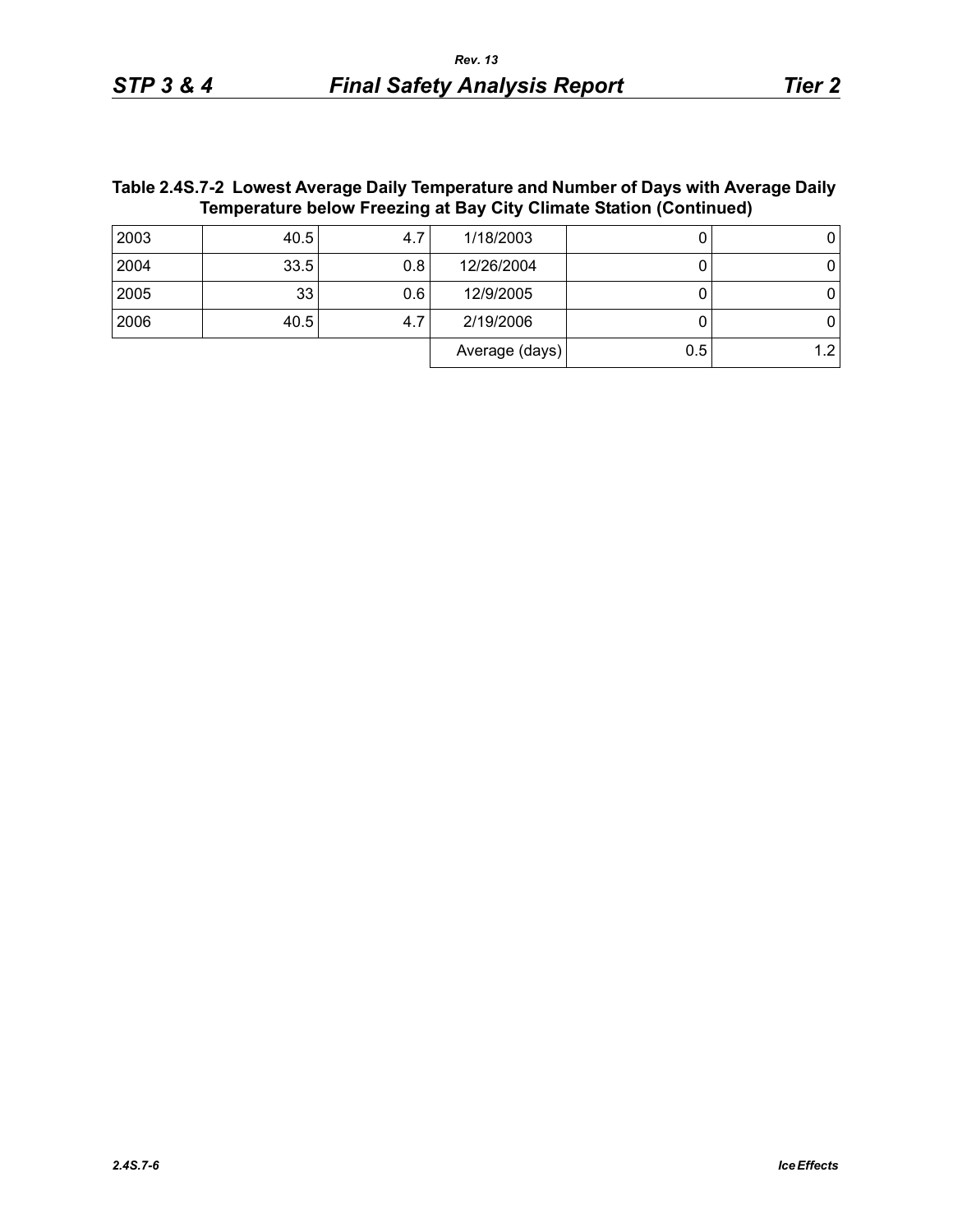**Table 2.4S.7-2 Lowest Average Daily Temperature and Number of Days with Average Daily Temperature below Freezing at Bay City Climate Station (Continued)**

| | | | | | |
|---|---|---|---|---|---|
| 2003 | 40.5 | 4.7 | 1/18/2003 | 0 | 0 |
| 2004 | 33.5 | 0.8 | 12/26/2004 | 0 | 0 |
| 2005 | 33 | 0.6 | 12/9/2005 | 0 | 0 |
| 2006 | 40.5 | 4.7 | 2/19/2006 | 0 | 0 |
| | | | Average (days) | 0.5 | 1.2 |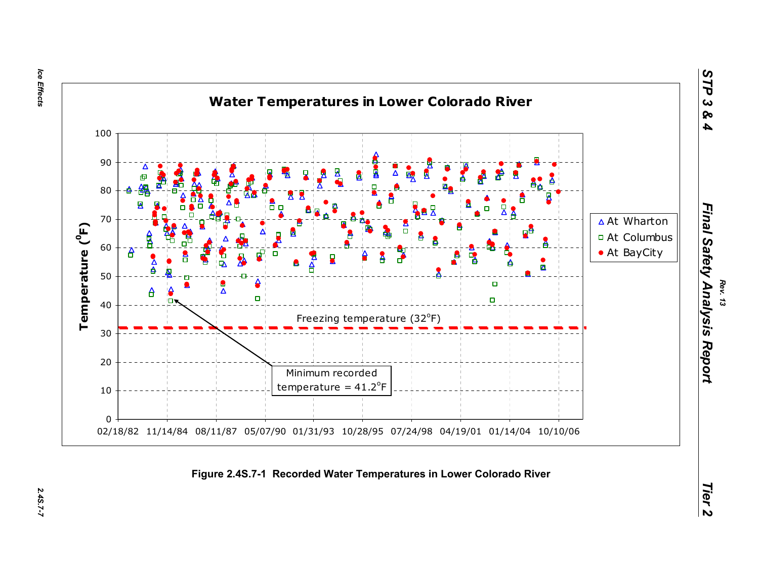**Water Temperatures in Lower Colorado River**

Temperature ($^0$F)

Freezing temperature (32$^o$F)

Minimum recorded temperature = 41.2$^o$F

△ At Wharton
□ At Columbus
● At BayCity

02/18/82 11/14/84 08/11/87 05/07/90 01/31/93 10/28/95 07/24/98 04/19/01 01/14/04 10/10/06

**Figure 2.4S.7-1 Recorded Water Temperatures in Lower Colorado River**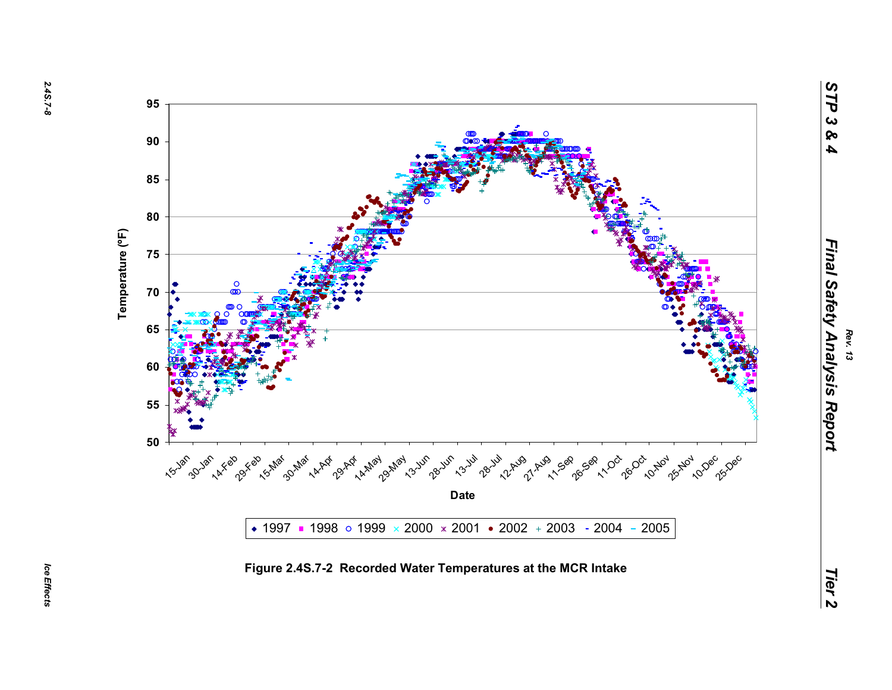95

90

85

80

75

70

65

60

55

50

Temperature (ºF)

15-Jan 30-Jan 14-Feb 29-Feb 15-Mar 30-Mar 14-Apr 29-Apr 14-May 29-May 13-Jun 28-Jun 13-Jul 28-Jul 12-Aug 27-Aug 11-Sep 26-Sep 11-Oct 26-Oct 10-Nov 25-Nov 10-Dec 25-Dec

Date

◆ 1997 ■ 1998 ○ 1999 × 2000 ✱ 2001 ● 2002 + 2003 - 2004 – 2005

**Figure 2.4S.7-2 Recorded Water Temperatures at the MCR Intake**